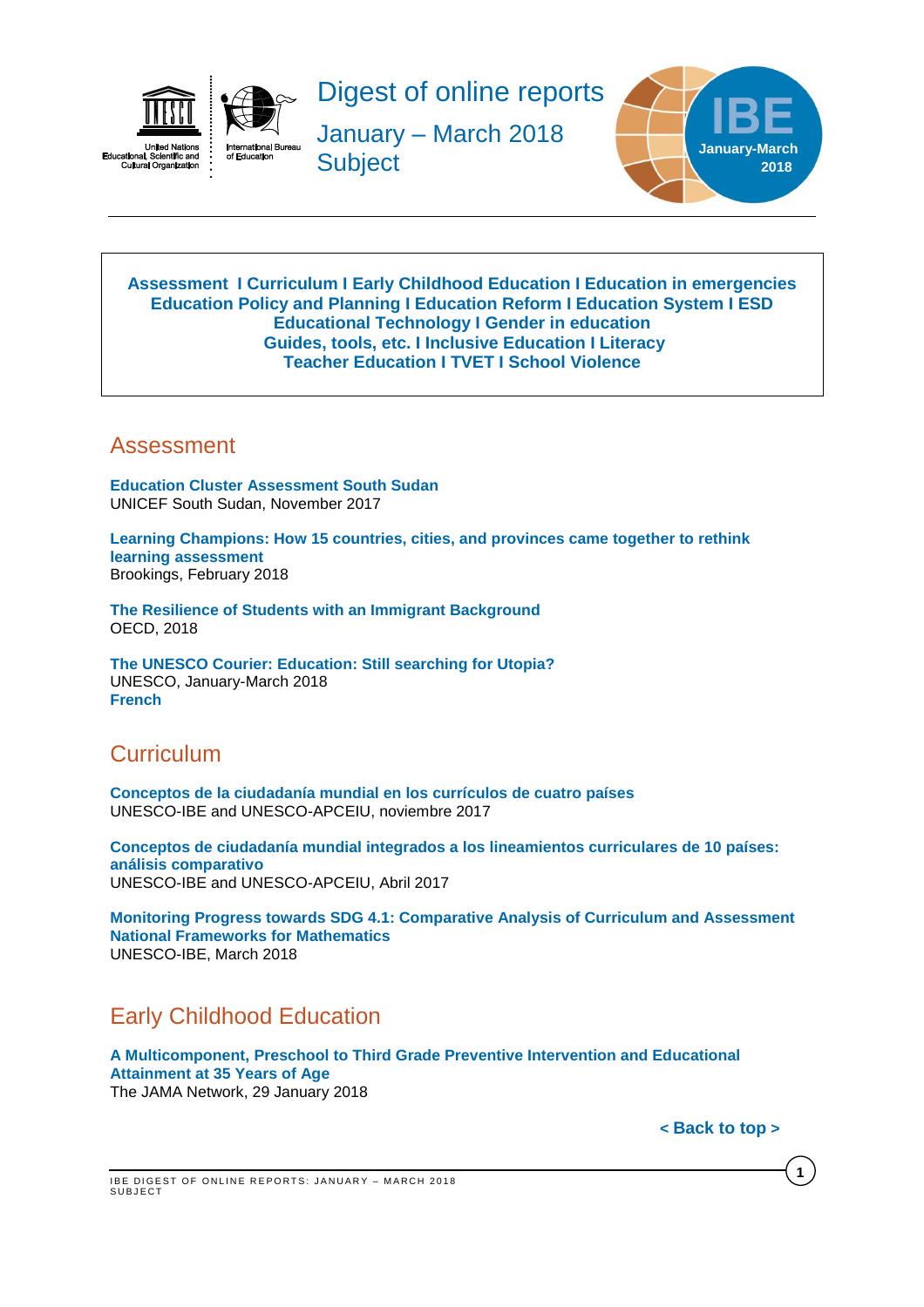# Digest of online reports

January – March 2018
Subject

IBE
January-March 2018

**Assessment I Curriculum I Early Childhood Education I Education in emergencies**
**Education Policy and Planning I Education Reform I Education System I ESD**
**Educational Technology I Gender in education**
**Guides, tools, etc. I Inclusive Education I Literacy**
**Teacher Education I TVET I School Violence**

## Assessment

**Education Cluster Assessment South Sudan**
UNICEF South Sudan, November 2017

**Learning Champions: How 15 countries, cities, and provinces came together to rethink learning assessment**
Brookings, February 2018

**The Resilience of Students with an Immigrant Background**
OECD, 2018

**The UNESCO Courier: Education: Still searching for Utopia?**
UNESCO, January-March 2018
**French**

## Curriculum

**Conceptos de la ciudadanía mundial en los currículos de cuatro países**
UNESCO-IBE and UNESCO-APCEIU, noviembre 2017

**Conceptos de ciudadanía mundial integrados a los lineamientos curriculares de 10 países: análisis comparativo**
UNESCO-IBE and UNESCO-APCEIU, Abril 2017

**Monitoring Progress towards SDG 4.1: Comparative Analysis of Curriculum and Assessment National Frameworks for Mathematics**
UNESCO-IBE, March 2018

## Early Childhood Education

**A Multicomponent, Preschool to Third Grade Preventive Intervention and Educational Attainment at 35 Years of Age**
The JAMA Network, 29 January 2018

**< Back to top >**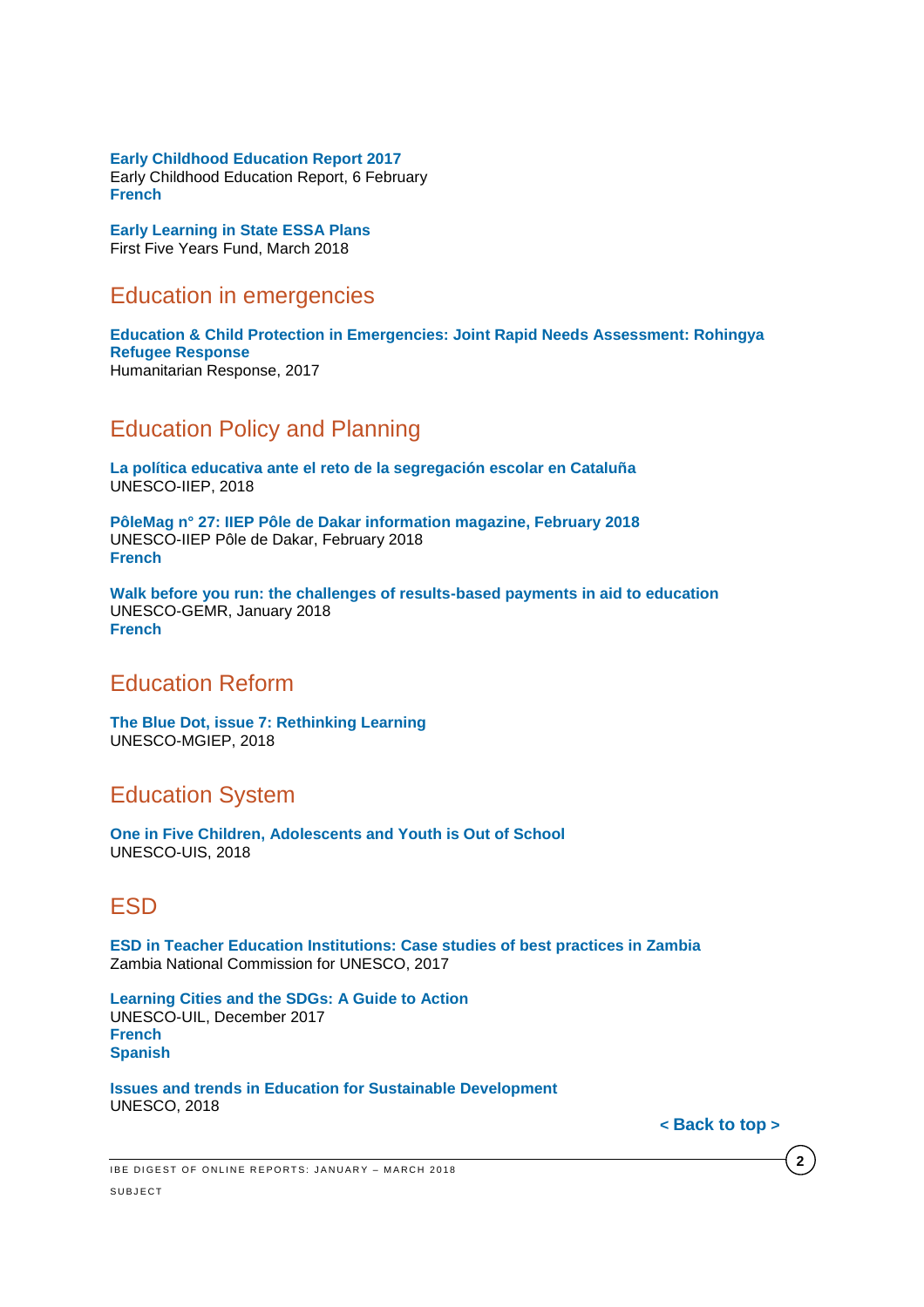**Early Childhood Education Report 2017**
Early Childhood Education Report, 6 February
**French**

**Early Learning in State ESSA Plans**
First Five Years Fund, March 2018

## Education in emergencies

**Education & Child Protection in Emergencies: Joint Rapid Needs Assessment: Rohingya Refugee Response**
Humanitarian Response, 2017

## Education Policy and Planning

**La política educativa ante el reto de la segregación escolar en Cataluña**
UNESCO-IIEP, 2018

**PôleMag n° 27: IIEP Pôle de Dakar information magazine, February 2018**
UNESCO-IIEP Pôle de Dakar, February 2018
**French**

**Walk before you run: the challenges of results-based payments in aid to education**
UNESCO-GEMR, January 2018
**French**

## Education Reform

**The Blue Dot, issue 7: Rethinking Learning**
UNESCO-MGIEP, 2018

## Education System

**One in Five Children, Adolescents and Youth is Out of School**
UNESCO-UIS, 2018

## ESD

**ESD in Teacher Education Institutions: Case studies of best practices in Zambia**
Zambia National Commission for UNESCO, 2017

**Learning Cities and the SDGs: A Guide to Action**
UNESCO-UIL, December 2017
**French**
**Spanish**

**Issues and trends in Education for Sustainable Development**
UNESCO, 2018

**< Back to top >**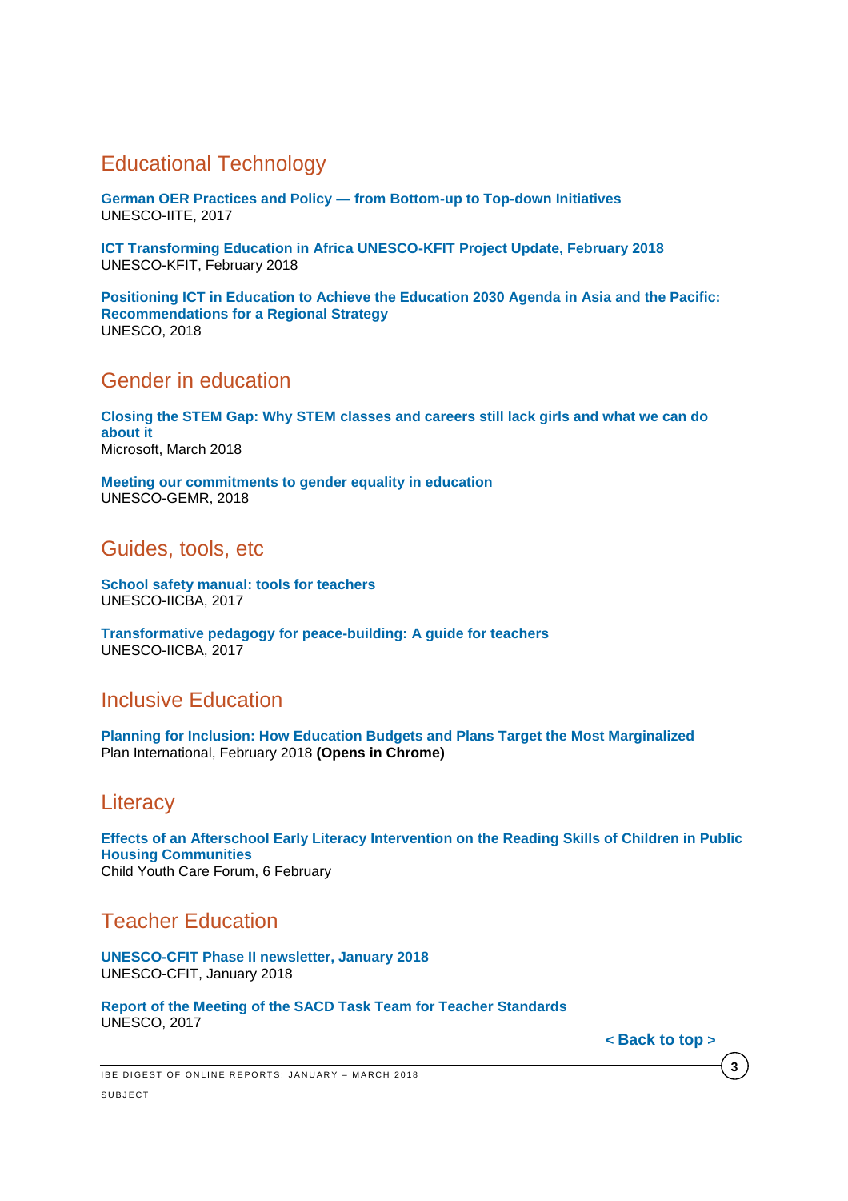## Educational Technology

**German OER Practices and Policy — from Bottom-up to Top-down Initiatives**
UNESCO-IITE, 2017

**ICT Transforming Education in Africa UNESCO-KFIT Project Update, February 2018**
UNESCO-KFIT, February 2018

**Positioning ICT in Education to Achieve the Education 2030 Agenda in Asia and the Pacific: Recommendations for a Regional Strategy**
UNESCO, 2018

## Gender in education

**Closing the STEM Gap: Why STEM classes and careers still lack girls and what we can do about it**
Microsoft, March 2018

**Meeting our commitments to gender equality in education**
UNESCO-GEMR, 2018

## Guides, tools, etc

**School safety manual: tools for teachers**
UNESCO-IICBA, 2017

**Transformative pedagogy for peace-building: A guide for teachers**
UNESCO-IICBA, 2017

## Inclusive Education

**Planning for Inclusion: How Education Budgets and Plans Target the Most Marginalized**
Plan International, February 2018 **(Opens in Chrome)**

## Literacy

**Effects of an Afterschool Early Literacy Intervention on the Reading Skills of Children in Public Housing Communities**
Child Youth Care Forum, 6 February

## Teacher Education

**UNESCO-CFIT Phase II newsletter, January 2018**
UNESCO-CFIT, January 2018

**Report of the Meeting of the SACD Task Team for Teacher Standards**
UNESCO, 2017

**< Back to top >**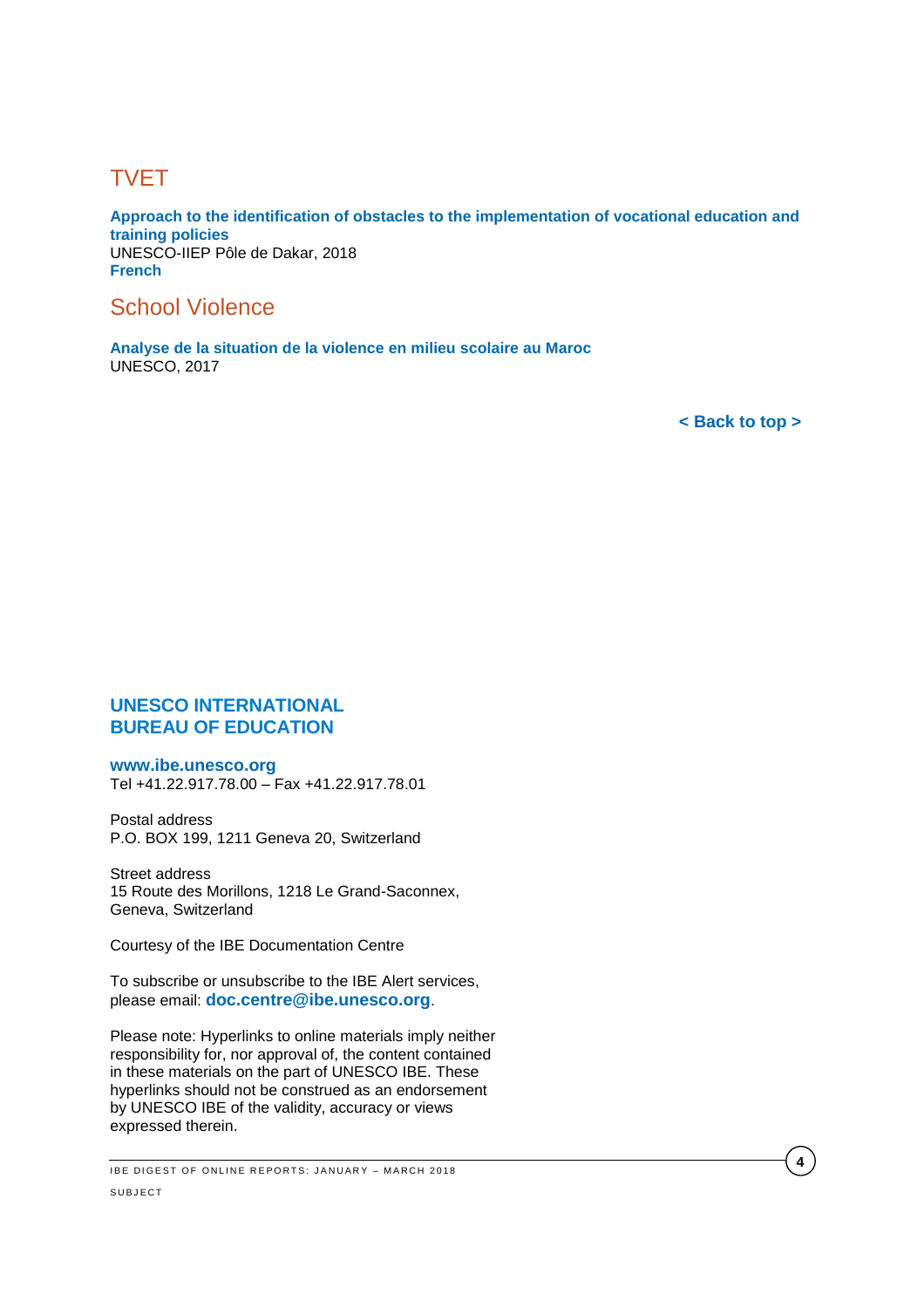## TVET

**Approach to the identification of obstacles to the implementation of vocational education and training policies**
UNESCO-IIEP Pôle de Dakar, 2018
**French**

## School Violence

**Analyse de la situation de la violence en milieu scolaire au Maroc**
UNESCO, 2017

**< Back to top >**

**UNESCO INTERNATIONAL BUREAU OF EDUCATION**

**www.ibe.unesco.org**
Tel +41.22.917.78.00 – Fax +41.22.917.78.01

Postal address
P.O. BOX 199, 1211 Geneva 20, Switzerland

Street address
15 Route des Morillons, 1218 Le Grand-Saconnex, Geneva, Switzerland

Courtesy of the IBE Documentation Centre

To subscribe or unsubscribe to the IBE Alert services, please email: **doc.centre@ibe.unesco.org**.

Please note: Hyperlinks to online materials imply neither responsibility for, nor approval of, the content contained in these materials on the part of UNESCO IBE. These hyperlinks should not be construed as an endorsement by UNESCO IBE of the validity, accuracy or views expressed therein.